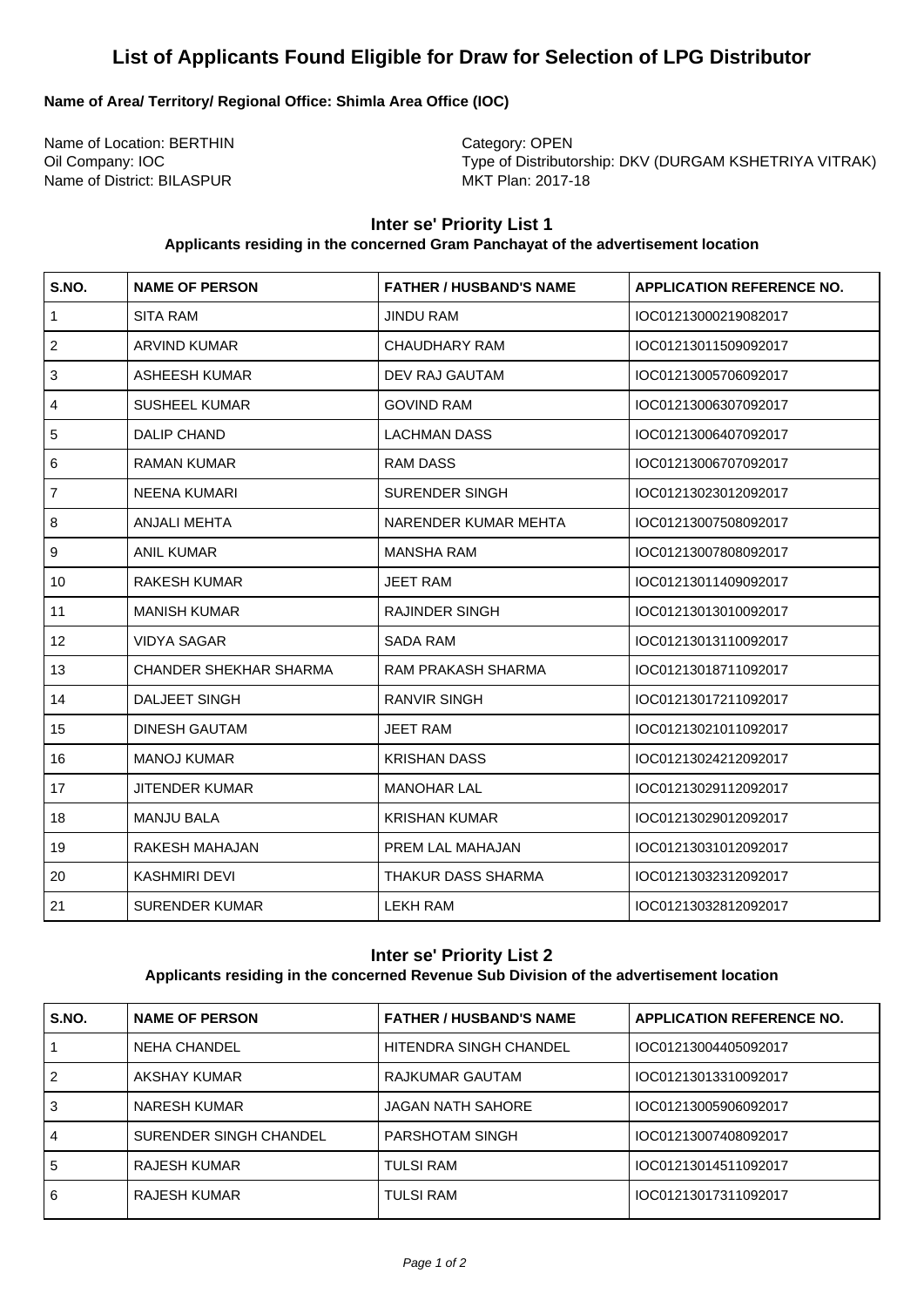# List of Applicants Found Eligible for Draw for Selection of LPG Distributor

**Name of Area/ Territory/ Regional Office: Shimla Area Office (IOC)**

Name of Location: BERTHIN
Oil Company: IOC
Name of District: BILASPUR

Category: OPEN
Type of Distributorship: DKV (DURGAM KSHETRIYA VITRAK)
MKT Plan: 2017-18

### Inter se' Priority List 1

**Applicants residing in the concerned Gram Panchayat of the advertisement location**

| S.NO. | NAME OF PERSON | FATHER / HUSBAND'S NAME | APPLICATION REFERENCE NO. |
|---|---|---|---|
| 1 | SITA RAM | JINDU RAM | IOC01213000219082017 |
| 2 | ARVIND KUMAR | CHAUDHARY RAM | IOC01213011509092017 |
| 3 | ASHEESH KUMAR | DEV RAJ GAUTAM | IOC01213005706092017 |
| 4 | SUSHEEL KUMAR | GOVIND RAM | IOC01213006307092017 |
| 5 | DALIP CHAND | LACHMAN DASS | IOC01213006407092017 |
| 6 | RAMAN KUMAR | RAM DASS | IOC01213006707092017 |
| 7 | NEENA KUMARI | SURENDER SINGH | IOC01213023012092017 |
| 8 | ANJALI MEHTA | NARENDER KUMAR MEHTA | IOC01213007508092017 |
| 9 | ANIL KUMAR | MANSHA RAM | IOC01213007808092017 |
| 10 | RAKESH KUMAR | JEET RAM | IOC01213011409092017 |
| 11 | MANISH KUMAR | RAJINDER SINGH | IOC01213013010092017 |
| 12 | VIDYA SAGAR | SADA RAM | IOC01213013110092017 |
| 13 | CHANDER SHEKHAR SHARMA | RAM PRAKASH SHARMA | IOC01213018711092017 |
| 14 | DALJEET SINGH | RANVIR SINGH | IOC01213017211092017 |
| 15 | DINESH GAUTAM | JEET RAM | IOC01213021011092017 |
| 16 | MANOJ KUMAR | KRISHAN DASS | IOC01213024212092017 |
| 17 | JITENDER KUMAR | MANOHAR LAL | IOC01213029112092017 |
| 18 | MANJU BALA | KRISHAN KUMAR | IOC01213029012092017 |
| 19 | RAKESH MAHAJAN | PREM LAL MAHAJAN | IOC01213031012092017 |
| 20 | KASHMIRI DEVI | THAKUR DASS SHARMA | IOC01213032312092017 |
| 21 | SURENDER KUMAR | LEKH RAM | IOC01213032812092017 |

### Inter se' Priority List 2

**Applicants residing in the concerned Revenue Sub Division of the advertisement location**

| S.NO. | NAME OF PERSON | FATHER / HUSBAND'S NAME | APPLICATION REFERENCE NO. |
|---|---|---|---|
| 1 | NEHA CHANDEL | HITENDRA SINGH CHANDEL | IOC01213004405092017 |
| 2 | AKSHAY KUMAR | RAJKUMAR GAUTAM | IOC01213013310092017 |
| 3 | NARESH KUMAR | JAGAN NATH SAHORE | IOC01213005906092017 |
| 4 | SURENDER SINGH CHANDEL | PARSHOTAM SINGH | IOC01213007408092017 |
| 5 | RAJESH KUMAR | TULSI RAM | IOC01213014511092017 |
| 6 | RAJESH KUMAR | TULSI RAM | IOC01213017311092017 |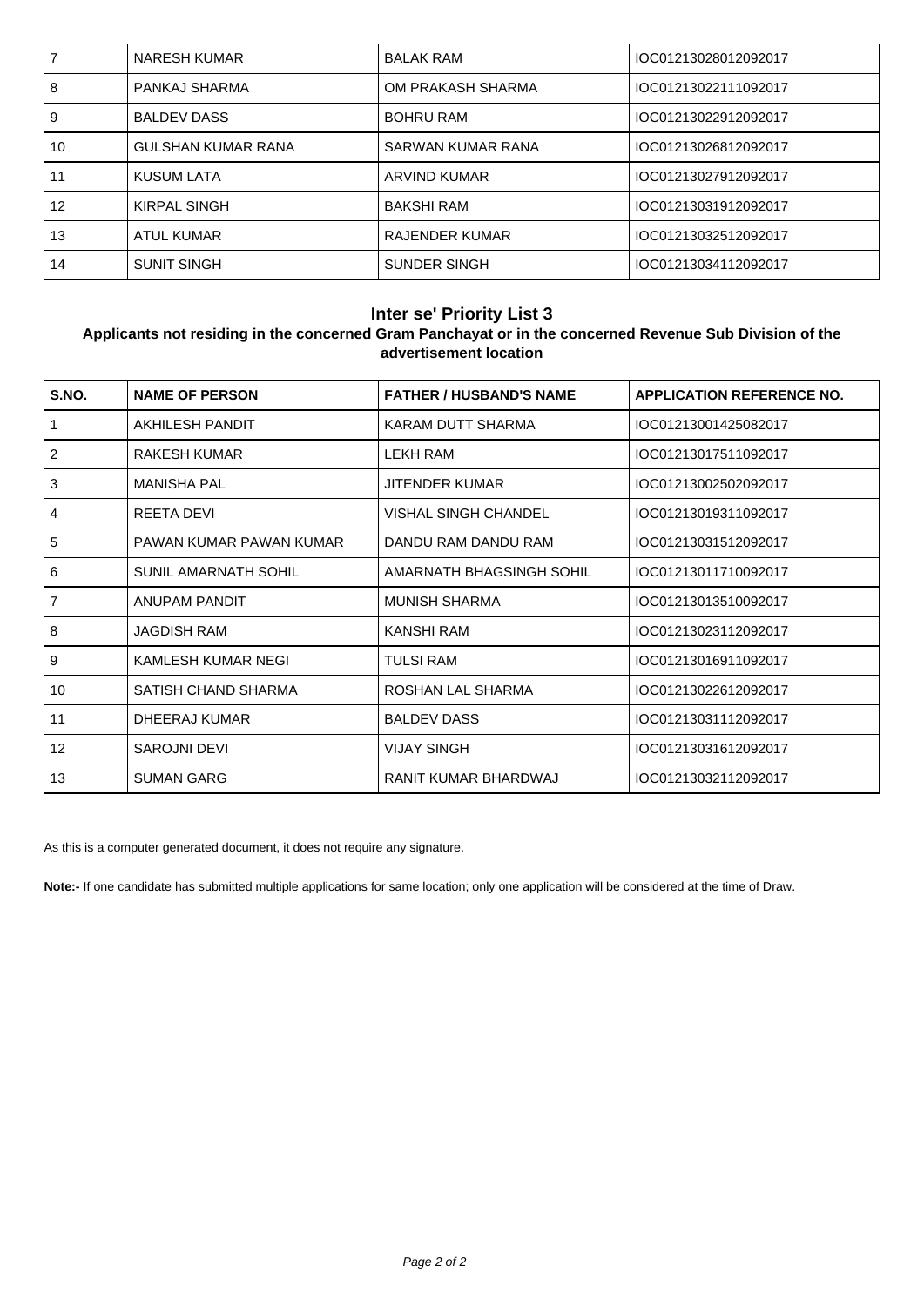| | | | |
|---|---|---|---|
| 7 | NARESH KUMAR | BALAK RAM | IOC01213028012092017 |
| 8 | PANKAJ SHARMA | OM PRAKASH SHARMA | IOC01213022111092017 |
| 9 | BALDEV DASS | BOHRU RAM | IOC01213022912092017 |
| 10 | GULSHAN KUMAR RANA | SARWAN KUMAR RANA | IOC01213026812092017 |
| 11 | KUSUM LATA | ARVIND KUMAR | IOC01213027912092017 |
| 12 | KIRPAL SINGH | BAKSHI RAM | IOC01213031912092017 |
| 13 | ATUL KUMAR | RAJENDER KUMAR | IOC01213032512092017 |
| 14 | SUNIT SINGH | SUNDER SINGH | IOC01213034112092017 |

## Inter se' Priority List 3

### Applicants not residing in the concerned Gram Panchayat or in the concerned Revenue Sub Division of the advertisement location

| S.NO. | NAME OF PERSON | FATHER / HUSBAND'S NAME | APPLICATION REFERENCE NO. |
|---|---|---|---|
| 1 | AKHILESH PANDIT | KARAM DUTT SHARMA | IOC01213001425082017 |
| 2 | RAKESH KUMAR | LEKH RAM | IOC01213017511092017 |
| 3 | MANISHA PAL | JITENDER KUMAR | IOC01213002502092017 |
| 4 | REETA DEVI | VISHAL SINGH CHANDEL | IOC01213019311092017 |
| 5 | PAWAN KUMAR PAWAN KUMAR | DANDU RAM DANDU RAM | IOC01213031512092017 |
| 6 | SUNIL AMARNATH SOHIL | AMARNATH BHAGSINGH SOHIL | IOC01213011710092017 |
| 7 | ANUPAM PANDIT | MUNISH SHARMA | IOC01213013510092017 |
| 8 | JAGDISH RAM | KANSHI RAM | IOC01213023112092017 |
| 9 | KAMLESH KUMAR NEGI | TULSI RAM | IOC01213016911092017 |
| 10 | SATISH CHAND SHARMA | ROSHAN LAL SHARMA | IOC01213022612092017 |
| 11 | DHEERAJ KUMAR | BALDEV DASS | IOC01213031112092017 |
| 12 | SAROJNI DEVI | VIJAY SINGH | IOC01213031612092017 |
| 13 | SUMAN GARG | RANIT KUMAR BHARDWAJ | IOC01213032112092017 |

As this is a computer generated document, it does not require any signature.

**Note:-** If one candidate has submitted multiple applications for same location; only one application will be considered at the time of Draw.